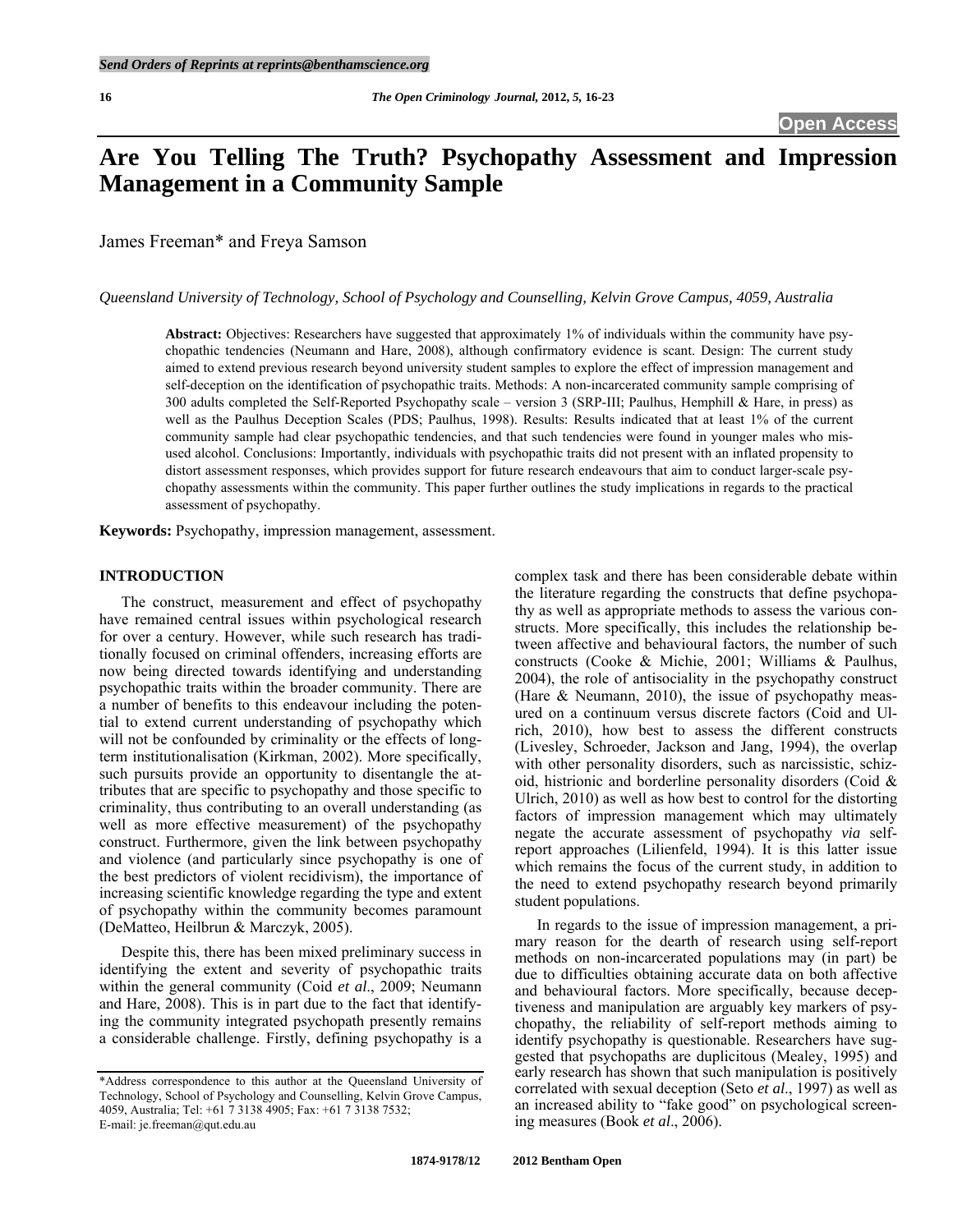# Are You Telling The Truth? Psychopathy Assessment and Impression Management in a Community Sample

James Freeman* and Freya Samson

*Queensland University of Technology, School of Psychology and Counselling, Kelvin Grove Campus, 4059, Australia*

**Abstract:** Objectives: Researchers have suggested that approximately 1% of individuals within the community have psychopathic tendencies (Neumann and Hare, 2008), although confirmatory evidence is scant. Design: The current study aimed to extend previous research beyond university student samples to explore the effect of impression management and self-deception on the identification of psychopathic traits. Methods: A non-incarcerated community sample comprising of 300 adults completed the Self-Reported Psychopathy scale – version 3 (SRP-III; Paulhus, Hemphill & Hare, in press) as well as the Paulhus Deception Scales (PDS; Paulhus, 1998). Results: Results indicated that at least 1% of the current community sample had clear psychopathic tendencies, and that such tendencies were found in younger males who misused alcohol. Conclusions: Importantly, individuals with psychopathic traits did not present with an inflated propensity to distort assessment responses, which provides support for future research endeavours that aim to conduct larger-scale psychopathy assessments within the community. This paper further outlines the study implications in regards to the practical assessment of psychopathy.

**Keywords:** Psychopathy, impression management, assessment.

## INTRODUCTION

The construct, measurement and effect of psychopathy have remained central issues within psychological research for over a century. However, while such research has traditionally focused on criminal offenders, increasing efforts are now being directed towards identifying and understanding psychopathic traits within the broader community. There are a number of benefits to this endeavour including the potential to extend current understanding of psychopathy which will not be confounded by criminality or the effects of long-term institutionalisation (Kirkman, 2002). More specifically, such pursuits provide an opportunity to disentangle the attributes that are specific to psychopathy and those specific to criminality, thus contributing to an overall understanding (as well as more effective measurement) of the psychopathy construct. Furthermore, given the link between psychopathy and violence (and particularly since psychopathy is one of the best predictors of violent recidivism), the importance of increasing scientific knowledge regarding the type and extent of psychopathy within the community becomes paramount (DeMatteo, Heilbrun & Marczyk, 2005).

Despite this, there has been mixed preliminary success in identifying the extent and severity of psychopathic traits within the general community (Coid *et al*., 2009; Neumann and Hare, 2008). This is in part due to the fact that identifying the community integrated psychopath presently remains a considerable challenge. Firstly, defining psychopathy is a complex task and there has been considerable debate within the literature regarding the constructs that define psychopathy as well as appropriate methods to assess the various constructs. More specifically, this includes the relationship between affective and behavioural factors, the number of such constructs (Cooke & Michie, 2001; Williams & Paulhus, 2004), the role of antisociality in the psychopathy construct (Hare & Neumann, 2010), the issue of psychopathy measured on a continuum versus discrete factors (Coid and Ulrich, 2010), how best to assess the different constructs (Livesley, Schroeder, Jackson and Jang, 1994), the overlap with other personality disorders, such as narcissistic, schizoid, histrionic and borderline personality disorders (Coid & Ulrich, 2010) as well as how best to control for the distorting factors of impression management which may ultimately negate the accurate assessment of psychopathy *via* self-report approaches (Lilienfeld, 1994). It is this latter issue which remains the focus of the current study, in addition to the need to extend psychopathy research beyond primarily student populations.

In regards to the issue of impression management, a primary reason for the dearth of research using self-report methods on non-incarcerated populations may (in part) be due to difficulties obtaining accurate data on both affective and behavioural factors. More specifically, because deceptiveness and manipulation are arguably key markers of psychopathy, the reliability of self-report methods aiming to identify psychopathy is questionable. Researchers have suggested that psychopaths are duplicitous (Mealey, 1995) and early research has shown that such manipulation is positively correlated with sexual deception (Seto *et al*., 1997) as well as an increased ability to "fake good" on psychological screening measures (Book *et al*., 2006).

*Address correspondence to this author at the Queensland University of Technology, School of Psychology and Counselling, Kelvin Grove Campus, 4059, Australia; Tel: +61 7 3138 4905; Fax: +61 7 3138 7532; E-mail: je.freeman@qut.edu.au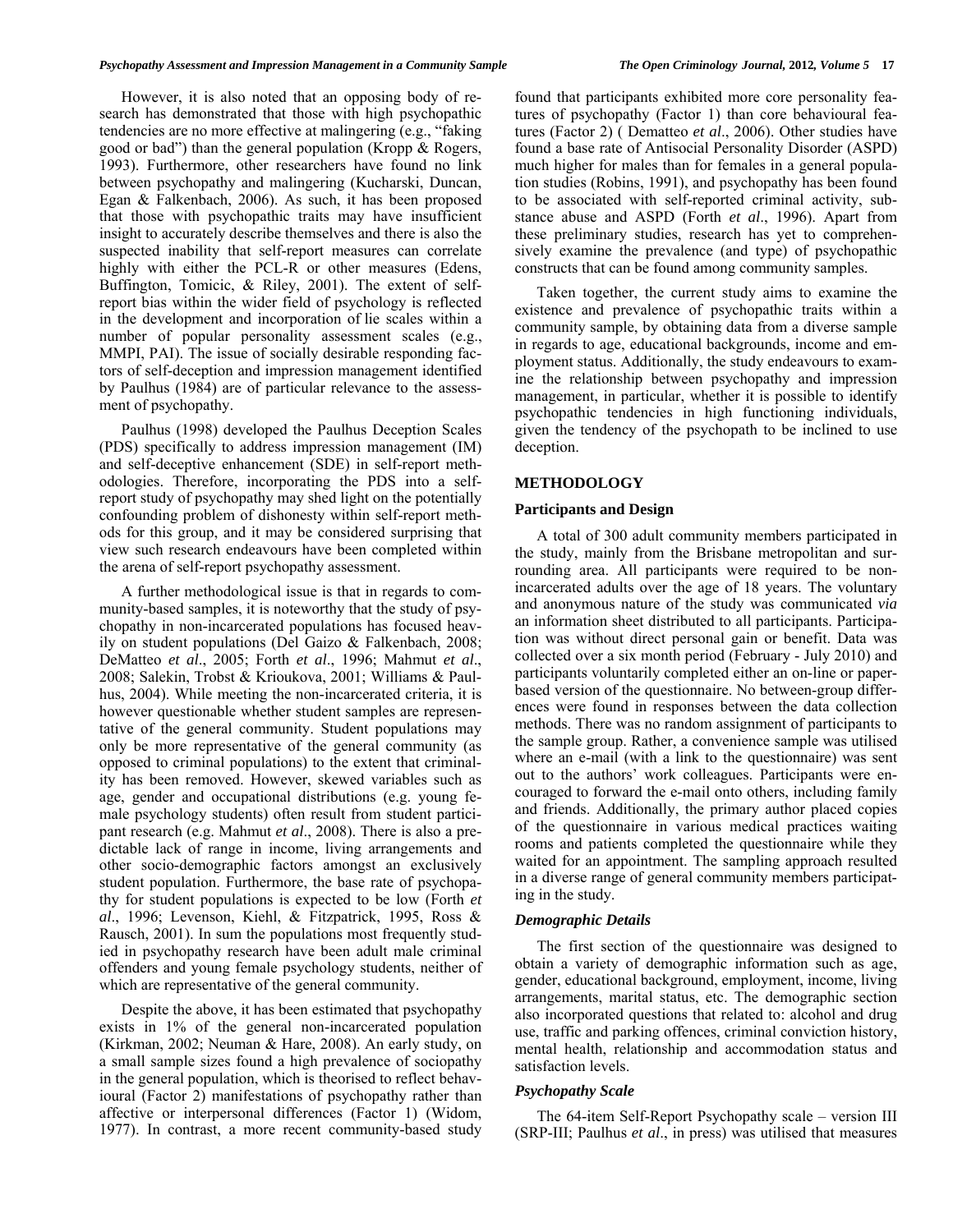However, it is also noted that an opposing body of research has demonstrated that those with high psychopathic tendencies are no more effective at malingering (e.g., "faking good or bad") than the general population (Kropp & Rogers, 1993). Furthermore, other researchers have found no link between psychopathy and malingering (Kucharski, Duncan, Egan & Falkenbach, 2006). As such, it has been proposed that those with psychopathic traits may have insufficient insight to accurately describe themselves and there is also the suspected inability that self-report measures can correlate highly with either the PCL-R or other measures (Edens, Buffington, Tomicic, & Riley, 2001). The extent of self-report bias within the wider field of psychology is reflected in the development and incorporation of lie scales within a number of popular personality assessment scales (e.g., MMPI, PAI). The issue of socially desirable responding factors of self-deception and impression management identified by Paulhus (1984) are of particular relevance to the assessment of psychopathy.

Paulhus (1998) developed the Paulhus Deception Scales (PDS) specifically to address impression management (IM) and self-deceptive enhancement (SDE) in self-report methodologies. Therefore, incorporating the PDS into a self-report study of psychopathy may shed light on the potentially confounding problem of dishonesty within self-report methods for this group, and it may be considered surprising that view such research endeavours have been completed within the arena of self-report psychopathy assessment.

A further methodological issue is that in regards to community-based samples, it is noteworthy that the study of psychopathy in non-incarcerated populations has focused heavily on student populations (Del Gaizo & Falkenbach, 2008; DeMatteo *et al*., 2005; Forth *et al*., 1996; Mahmut *et al*., 2008; Salekin, Trobst & Krioukova, 2001; Williams & Paulhus, 2004). While meeting the non-incarcerated criteria, it is however questionable whether student samples are representative of the general community. Student populations may only be more representative of the general community (as opposed to criminal populations) to the extent that criminality has been removed. However, skewed variables such as age, gender and occupational distributions (e.g. young female psychology students) often result from student participant research (e.g. Mahmut *et al*., 2008). There is also a predictable lack of range in income, living arrangements and other socio-demographic factors amongst an exclusively student population. Furthermore, the base rate of psychopathy for student populations is expected to be low (Forth *et al*., 1996; Levenson, Kiehl, & Fitzpatrick, 1995, Ross & Rausch, 2001). In sum the populations most frequently studied in psychopathy research have been adult male criminal offenders and young female psychology students, neither of which are representative of the general community.

Despite the above, it has been estimated that psychopathy exists in 1% of the general non-incarcerated population (Kirkman, 2002; Neuman & Hare, 2008). An early study, on a small sample sizes found a high prevalence of sociopathy in the general population, which is theorised to reflect behavioural (Factor 2) manifestations of psychopathy rather than affective or interpersonal differences (Factor 1) (Widom, 1977). In contrast, a more recent community-based study found that participants exhibited more core personality features of psychopathy (Factor 1) than core behavioural features (Factor 2) ( Dematteo *et al*., 2006). Other studies have found a base rate of Antisocial Personality Disorder (ASPD) much higher for males than for females in a general population studies (Robins, 1991), and psychopathy has been found to be associated with self-reported criminal activity, substance abuse and ASPD (Forth *et al*., 1996). Apart from these preliminary studies, research has yet to comprehensively examine the prevalence (and type) of psychopathic constructs that can be found among community samples.

Taken together, the current study aims to examine the existence and prevalence of psychopathic traits within a community sample, by obtaining data from a diverse sample in regards to age, educational backgrounds, income and employment status. Additionally, the study endeavours to examine the relationship between psychopathy and impression management, in particular, whether it is possible to identify psychopathic tendencies in high functioning individuals, given the tendency of the psychopath to be inclined to use deception.

## METHODOLOGY

### Participants and Design

A total of 300 adult community members participated in the study, mainly from the Brisbane metropolitan and surrounding area. All participants were required to be non-incarcerated adults over the age of 18 years. The voluntary and anonymous nature of the study was communicated *via* an information sheet distributed to all participants. Participation was without direct personal gain or benefit. Data was collected over a six month period (February - July 2010) and participants voluntarily completed either an on-line or paper-based version of the questionnaire. No between-group differences were found in responses between the data collection methods. There was no random assignment of participants to the sample group. Rather, a convenience sample was utilised where an e-mail (with a link to the questionnaire) was sent out to the authors' work colleagues. Participants were encouraged to forward the e-mail onto others, including family and friends. Additionally, the primary author placed copies of the questionnaire in various medical practices waiting rooms and patients completed the questionnaire while they waited for an appointment. The sampling approach resulted in a diverse range of general community members participating in the study.

### *Demographic Details*

The first section of the questionnaire was designed to obtain a variety of demographic information such as age, gender, educational background, employment, income, living arrangements, marital status, etc. The demographic section also incorporated questions that related to: alcohol and drug use, traffic and parking offences, criminal conviction history, mental health, relationship and accommodation status and satisfaction levels.

### *Psychopathy Scale*

The 64-item Self-Report Psychopathy scale – version III (SRP-III; Paulhus *et al*., in press) was utilised that measures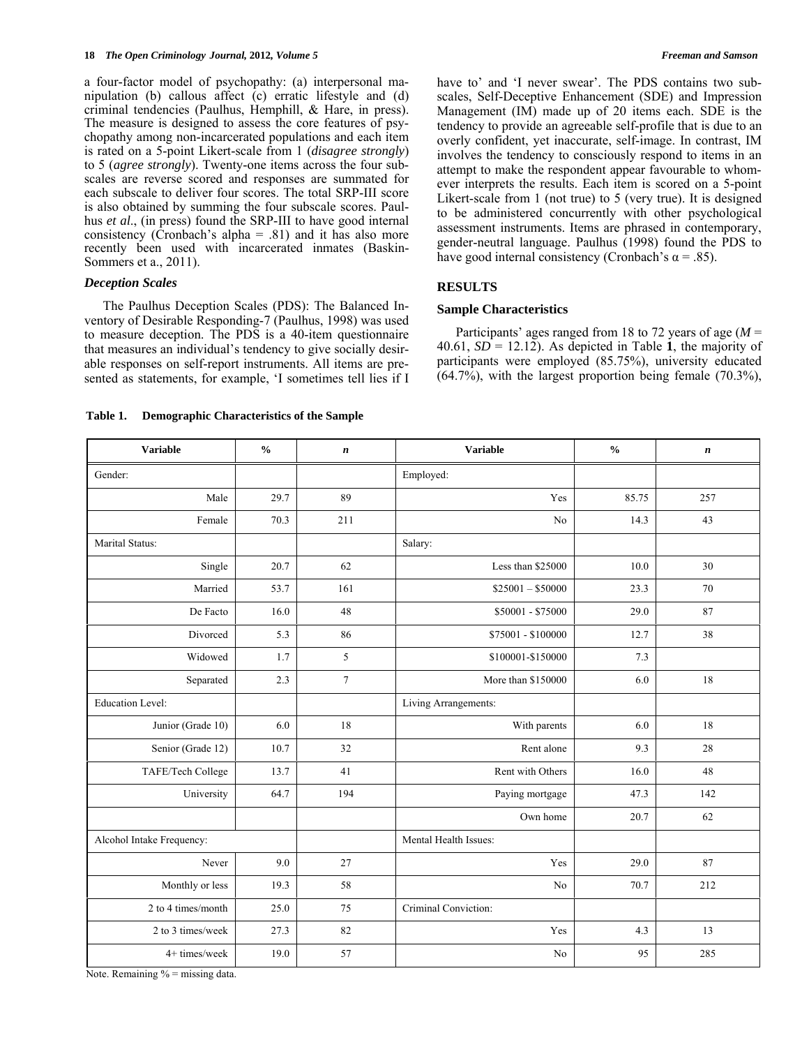a four-factor model of psychopathy: (a) interpersonal manipulation (b) callous affect (c) erratic lifestyle and (d) criminal tendencies (Paulhus, Hemphill, & Hare, in press). The measure is designed to assess the core features of psychopathy among non-incarcerated populations and each item is rated on a 5-point Likert-scale from 1 (*disagree strongly*) to 5 (*agree strongly*). Twenty-one items across the four subscales are reverse scored and responses are summated for each subscale to deliver four scores. The total SRP-III score is also obtained by summing the four subscale scores. Paulhus *et al*., (in press) found the SRP-III to have good internal consistency (Cronbach's alpha = .81) and it has also more recently been used with incarcerated inmates (Baskin-Sommers et a., 2011).

### *Deception Scales*

The Paulhus Deception Scales (PDS): The Balanced Inventory of Desirable Responding-7 (Paulhus, 1998) was used to measure deception. The PDS is a 40-item questionnaire that measures an individual's tendency to give socially desirable responses on self-report instruments. All items are presented as statements, for example, 'I sometimes tell lies if I have to' and 'I never swear'. The PDS contains two subscales, Self-Deceptive Enhancement (SDE) and Impression Management (IM) made up of 20 items each. SDE is the tendency to provide an agreeable self-profile that is due to an overly confident, yet inaccurate, self-image. In contrast, IM involves the tendency to consciously respond to items in an attempt to make the respondent appear favourable to whomever interprets the results. Each item is scored on a 5-point Likert-scale from 1 (not true) to 5 (very true). It is designed to be administered concurrently with other psychological assessment instruments. Items are phrased in contemporary, gender-neutral language. Paulhus (1998) found the PDS to have good internal consistency (Cronbach's α = .85).

## RESULTS

### Sample Characteristics

Participants' ages ranged from 18 to 72 years of age (*M* = 40.61, *SD* = 12.12). As depicted in Table **1**, the majority of participants were employed (85.75%), university educated (64.7%), with the largest proportion being female (70.3%),

**Table 1. Demographic Characteristics of the Sample**

| Variable | % | *n* | Variable | % | *n* |
|---|---|---|---|---|---|
| Gender: | | | Employed: | | |
| Male | 29.7 | 89 | Yes | 85.75 | 257 |
| Female | 70.3 | 211 | No | 14.3 | 43 |
| Marital Status: | | | Salary: | | |
| Single | 20.7 | 62 | Less than $25000 | 10.0 | 30 |
| Married | 53.7 | 161 | $25001 – $50000 | 23.3 | 70 |
| De Facto | 16.0 | 48 | $50001 - $75000 | 29.0 | 87 |
| Divorced | 5.3 | 86 | $75001 - $100000 | 12.7 | 38 |
| Widowed | 1.7 | 5 | $100001-$150000 | 7.3 | |
| Separated | 2.3 | 7 | More than $150000 | 6.0 | 18 |
| Education Level: | | | Living Arrangements: | | |
| Junior (Grade 10) | 6.0 | 18 | With parents | 6.0 | 18 |
| Senior (Grade 12) | 10.7 | 32 | Rent alone | 9.3 | 28 |
| TAFE/Tech College | 13.7 | 41 | Rent with Others | 16.0 | 48 |
| University | 64.7 | 194 | Paying mortgage | 47.3 | 142 |
| | | | Own home | 20.7 | 62 |
| Alcohol Intake Frequency: | | | Mental Health Issues: | | |
| Never | 9.0 | 27 | Yes | 29.0 | 87 |
| Monthly or less | 19.3 | 58 | No | 70.7 | 212 |
| 2 to 4 times/month | 25.0 | 75 | Criminal Conviction: | | |
| 2 to 3 times/week | 27.3 | 82 | Yes | 4.3 | 13 |
| 4+ times/week | 19.0 | 57 | No | 95 | 285 |

Note. Remaining % = missing data.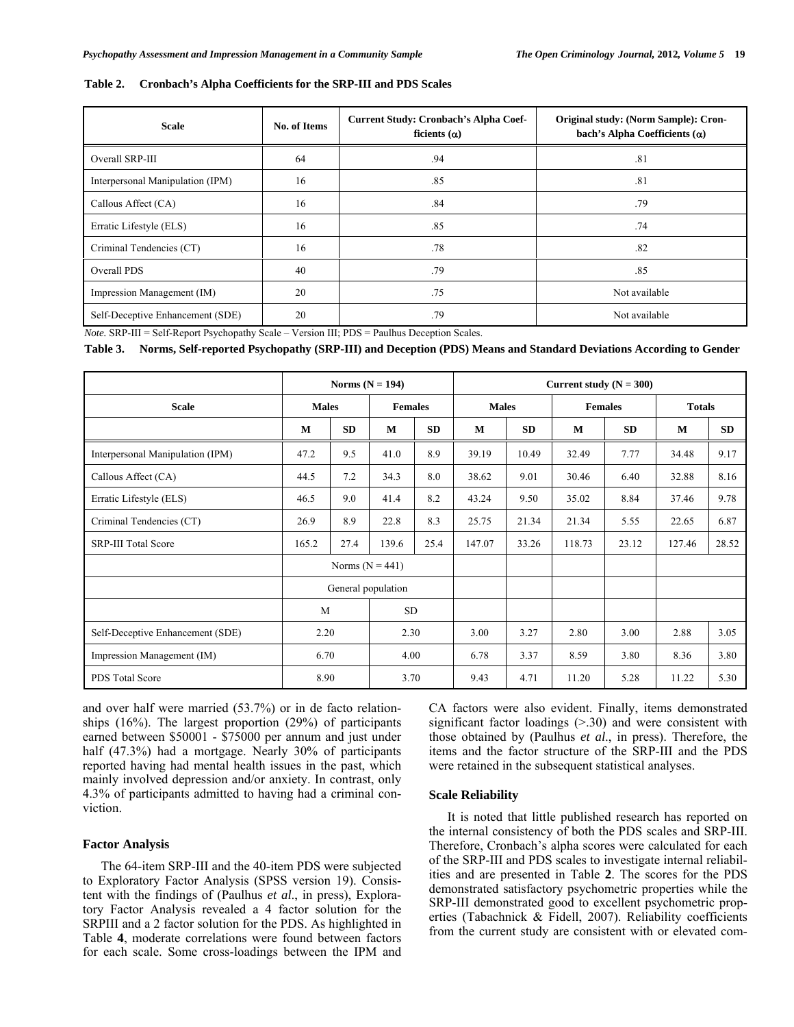**Table 2. Cronbach's Alpha Coefficients for the SRP-III and PDS Scales**

| Scale | No. of Items | Current Study: Cronbach's Alpha Coefficients (α) | Original study: (Norm Sample): Cronbach's Alpha Coefficients (α) |
|---|---|---|---|
| Overall SRP-III | 64 | .94 | .81 |
| Interpersonal Manipulation (IPM) | 16 | .85 | .81 |
| Callous Affect (CA) | 16 | .84 | .79 |
| Erratic Lifestyle (ELS) | 16 | .85 | .74 |
| Criminal Tendencies (CT) | 16 | .78 | .82 |
| Overall PDS | 40 | .79 | .85 |
| Impression Management (IM) | 20 | .75 | Not available |
| Self-Deceptive Enhancement (SDE) | 20 | .79 | Not available |

*Note.* SRP-III = Self-Report Psychopathy Scale – Version III; PDS = Paulhus Deception Scales.

**Table 3. Norms, Self-reported Psychopathy (SRP-III) and Deception (PDS) Means and Standard Deviations According to Gender**

| | Norms (N = 194) | | | | Current study (N = 300) | | | | | |
|---|---|---|---|---|---|---|---|---|---|---|
| Scale | Males | | Females | | Males | | Females | | Totals | |
| | M | SD | M | SD | M | SD | M | SD | M | SD |
| Interpersonal Manipulation (IPM) | 47.2 | 9.5 | 41.0 | 8.9 | 39.19 | 10.49 | 32.49 | 7.77 | 34.48 | 9.17 |
| Callous Affect (CA) | 44.5 | 7.2 | 34.3 | 8.0 | 38.62 | 9.01 | 30.46 | 6.40 | 32.88 | 8.16 |
| Erratic Lifestyle (ELS) | 46.5 | 9.0 | 41.4 | 8.2 | 43.24 | 9.50 | 35.02 | 8.84 | 37.46 | 9.78 |
| Criminal Tendencies (CT) | 26.9 | 8.9 | 22.8 | 8.3 | 25.75 | 21.34 | 21.34 | 5.55 | 22.65 | 6.87 |
| SRP-III Total Score | 165.2 | 27.4 | 139.6 | 25.4 | 147.07 | 33.26 | 118.73 | 23.12 | 127.46 | 28.52 |
| | Norms (N = 441) | | | | | | | | | |
| | General population | | | | | | | | | |
| | M | | SD | | | | | | | |
| Self-Deceptive Enhancement (SDE) | 2.20 | | 2.30 | | 3.00 | 3.27 | 2.80 | 3.00 | 2.88 | 3.05 |
| Impression Management (IM) | 6.70 | | 4.00 | | 6.78 | 3.37 | 8.59 | 3.80 | 8.36 | 3.80 |
| PDS Total Score | 8.90 | | 3.70 | | 9.43 | 4.71 | 11.20 | 5.28 | 11.22 | 5.30 |

and over half were married (53.7%) or in de facto relationships (16%). The largest proportion (29%) of participants earned between $50001 - $75000 per annum and just under half (47.3%) had a mortgage. Nearly 30% of participants reported having had mental health issues in the past, which mainly involved depression and/or anxiety. In contrast, only 4.3% of participants admitted to having had a criminal conviction.

### Factor Analysis

The 64-item SRP-III and the 40-item PDS were subjected to Exploratory Factor Analysis (SPSS version 19). Consistent with the findings of (Paulhus *et al*., in press), Exploratory Factor Analysis revealed a 4 factor solution for the SRPIII and a 2 factor solution for the PDS. As highlighted in Table **4**, moderate correlations were found between factors for each scale. Some cross-loadings between the IPM and CA factors were also evident. Finally, items demonstrated significant factor loadings (>.30) and were consistent with those obtained by (Paulhus *et al*., in press). Therefore, the items and the factor structure of the SRP-III and the PDS were retained in the subsequent statistical analyses.

### Scale Reliability

It is noted that little published research has reported on the internal consistency of both the PDS scales and SRP-III. Therefore, Cronbach's alpha scores were calculated for each of the SRP-III and PDS scales to investigate internal reliabilities and are presented in Table **2**. The scores for the PDS demonstrated satisfactory psychometric properties while the SRP-III demonstrated good to excellent psychometric properties (Tabachnick & Fidell, 2007). Reliability coefficients from the current study are consistent with or elevated com-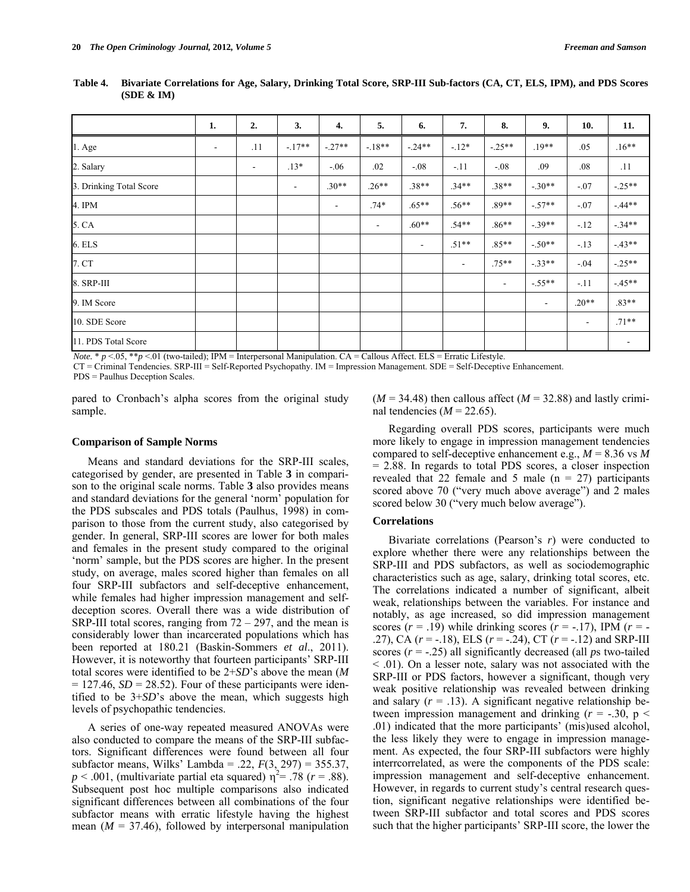**Table 4. Bivariate Correlations for Age, Salary, Drinking Total Score, SRP-III Sub-factors (CA, CT, ELS, IPM), and PDS Scores (SDE & IM)**

| | 1. | 2. | 3. | 4. | 5. | 6. | 7. | 8. | 9. | 10. | 11. |
|---|---|---|---|---|---|---|---|---|---|---|---|
| 1. Age | - | .11 | -.17** | -.27** | -.18** | -.24** | -.12* | -.25** | .19** | .05 | .16** |
| 2. Salary | | - | .13* | -.06 | .02 | -.08 | -.11 | -.08 | .09 | .08 | .11 |
| 3. Drinking Total Score | | | - | .30** | .26** | .38** | .34** | .38** | -.30** | -.07 | -.25** |
| 4. IPM | | | | - | .74* | .65** | .56** | .89** | -.57** | -.07 | -.44** |
| 5. CA | | | | | - | .60** | .54** | .86** | -.39** | -.12 | -.34** |
| 6. ELS | | | | | | - | .51** | .85** | -.50** | -.13 | -.43** |
| 7. CT | | | | | | | - | .75** | -.33** | -.04 | -.25** |
| 8. SRP-III | | | | | | | | - | -.55** | -.11 | -.45** |
| 9. IM Score | | | | | | | | | - | .20** | .83** |
| 10. SDE Score | | | | | | | | | | - | .71** |
| 11. PDS Total Score | | | | | | | | | | | - |

*Note*. * $p$ <.05, ** $p$ <.01 (two-tailed); IPM = Interpersonal Manipulation. CA = Callous Affect. ELS = Erratic Lifestyle.
CT = Criminal Tendencies. SRP-III = Self-Reported Psychopathy. IM = Impression Management. SDE = Self-Deceptive Enhancement.
PDS = Paulhus Deception Scales.

pared to Cronbach's alpha scores from the original study sample.

### Comparison of Sample Norms

Means and standard deviations for the SRP-III scales, categorised by gender, are presented in Table **3** in comparison to the original scale norms. Table **3** also provides means and standard deviations for the general 'norm' population for the PDS subscales and PDS totals (Paulhus, 1998) in comparison to those from the current study, also categorised by gender. In general, SRP-III scores are lower for both males and females in the present study compared to the original 'norm' sample, but the PDS scores are higher. In the present study, on average, males scored higher than females on all four SRP-III subfactors and self-deceptive enhancement, while females had higher impression management and self-deception scores. Overall there was a wide distribution of SRP-III total scores, ranging from 72 – 297, and the mean is considerably lower than incarcerated populations which has been reported at 180.21 (Baskin-Sommers *et al*., 2011). However, it is noteworthy that fourteen participants' SRP-III total scores were identified to be 2+*SD*'s above the mean ($M$ = 127.46, $SD$ = 28.52). Four of these participants were identified to be 3+*SD*'s above the mean, which suggests high levels of psychopathic tendencies.

A series of one-way repeated measured ANOVAs were also conducted to compare the means of the SRP-III subfactors. Significant differences were found between all four subfactor means, Wilks' Lambda = .22, $F(3, 297) = 355.37$, $p < .001$, (multivariate partial eta squared) $\eta^2 = .78$ ($r$ = .88). Subsequent post hoc multiple comparisons also indicated significant differences between all combinations of the four subfactor means with erratic lifestyle having the highest mean ($M$ = 37.46), followed by interpersonal manipulation ($M$ = 34.48) then callous affect ($M$ = 32.88) and lastly criminal tendencies ($M$ = 22.65).

Regarding overall PDS scores, participants were much more likely to engage in impression management tendencies compared to self-deceptive enhancement e.g., $M$ = 8.36 vs $M$ = 2.88. In regards to total PDS scores, a closer inspection revealed that 22 female and 5 male (n = 27) participants scored above 70 ("very much above average") and 2 males scored below 30 ("very much below average").

### Correlations

Bivariate correlations (Pearson's $r$) were conducted to explore whether there were any relationships between the SRP-III and PDS subfactors, as well as sociodemographic characteristics such as age, salary, drinking total scores, etc. The correlations indicated a number of significant, albeit weak, relationships between the variables. For instance and notably, as age increased, so did impression management scores ($r$ = .19) while drinking scores ($r$ = -.17), IPM ($r$ = -.27), CA ($r$ = -.18), ELS ($r$ = -.24), CT ($r$ = -.12) and SRP-III scores ($r$ = -.25) all significantly decreased (all $p$s two-tailed < .01). On a lesser note, salary was not associated with the SRP-III or PDS factors, however a significant, though very weak positive relationship was revealed between drinking and salary ($r$ = .13). A significant negative relationship between impression management and drinking ($r$ = -.30, $p < .01$) indicated that the more participants' (mis)used alcohol, the less likely they were to engage in impression management. As expected, the four SRP-III subfactors were highly interrcorrelated, as were the components of the PDS scale: impression management and self-deceptive enhancement. However, in regards to current study's central research question, significant negative relationships were identified between SRP-III subfactor and total scores and PDS scores such that the higher participants' SRP-III score, the lower the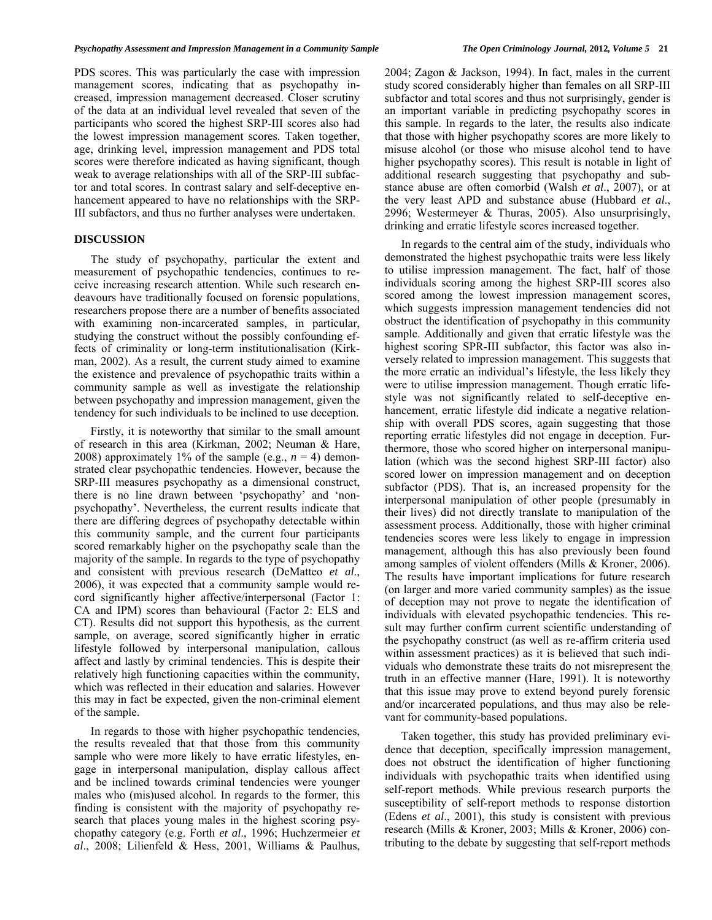PDS scores. This was particularly the case with impression management scores, indicating that as psychopathy increased, impression management decreased. Closer scrutiny of the data at an individual level revealed that seven of the participants who scored the highest SRP-III scores also had the lowest impression management scores. Taken together, age, drinking level, impression management and PDS total scores were therefore indicated as having significant, though weak to average relationships with all of the SRP-III subfactor and total scores. In contrast salary and self-deceptive enhancement appeared to have no relationships with the SRP-III subfactors, and thus no further analyses were undertaken.

## DISCUSSION

The study of psychopathy, particular the extent and measurement of psychopathic tendencies, continues to receive increasing research attention. While such research endeavours have traditionally focused on forensic populations, researchers propose there are a number of benefits associated with examining non-incarcerated samples, in particular, studying the construct without the possibly confounding effects of criminality or long-term institutionalisation (Kirkman, 2002). As a result, the current study aimed to examine the existence and prevalence of psychopathic traits within a community sample as well as investigate the relationship between psychopathy and impression management, given the tendency for such individuals to be inclined to use deception.

Firstly, it is noteworthy that similar to the small amount of research in this area (Kirkman, 2002; Neuman & Hare, 2008) approximately 1% of the sample (e.g., *n* = 4) demonstrated clear psychopathic tendencies. However, because the SRP-III measures psychopathy as a dimensional construct, there is no line drawn between 'psychopathy' and 'non-psychopathy'. Nevertheless, the current results indicate that there are differing degrees of psychopathy detectable within this community sample, and the current four participants scored remarkably higher on the psychopathy scale than the majority of the sample. In regards to the type of psychopathy and consistent with previous research (DeMatteo *et al*., 2006), it was expected that a community sample would record significantly higher affective/interpersonal (Factor 1: CA and IPM) scores than behavioural (Factor 2: ELS and CT). Results did not support this hypothesis, as the current sample, on average, scored significantly higher in erratic lifestyle followed by interpersonal manipulation, callous affect and lastly by criminal tendencies. This is despite their relatively high functioning capacities within the community, which was reflected in their education and salaries. However this may in fact be expected, given the non-criminal element of the sample.

In regards to those with higher psychopathic tendencies, the results revealed that that those from this community sample who were more likely to have erratic lifestyles, engage in interpersonal manipulation, display callous affect and be inclined towards criminal tendencies were younger males who (mis)used alcohol. In regards to the former, this finding is consistent with the majority of psychopathy research that places young males in the highest scoring psychopathy category (e.g. Forth *et al*., 1996; Huchzermeier *et al*., 2008; Lilienfeld & Hess, 2001, Williams & Paulhus, 2004; Zagon & Jackson, 1994). In fact, males in the current study scored considerably higher than females on all SRP-III subfactor and total scores and thus not surprisingly, gender is an important variable in predicting psychopathy scores in this sample. In regards to the later, the results also indicate that those with higher psychopathy scores are more likely to misuse alcohol (or those who misuse alcohol tend to have higher psychopathy scores). This result is notable in light of additional research suggesting that psychopathy and substance abuse are often comorbid (Walsh *et al*., 2007), or at the very least APD and substance abuse (Hubbard *et al*., 2996; Westermeyer & Thuras, 2005). Also unsurprisingly, drinking and erratic lifestyle scores increased together.

In regards to the central aim of the study, individuals who demonstrated the highest psychopathic traits were less likely to utilise impression management. The fact, half of those individuals scoring among the highest SRP-III scores also scored among the lowest impression management scores, which suggests impression management tendencies did not obstruct the identification of psychopathy in this community sample. Additionally and given that erratic lifestyle was the highest scoring SPR-III subfactor, this factor was also inversely related to impression management. This suggests that the more erratic an individual's lifestyle, the less likely they were to utilise impression management. Though erratic lifestyle was not significantly related to self-deceptive enhancement, erratic lifestyle did indicate a negative relationship with overall PDS scores, again suggesting that those reporting erratic lifestyles did not engage in deception. Furthermore, those who scored higher on interpersonal manipulation (which was the second highest SRP-III factor) also scored lower on impression management and on deception subfactor (PDS). That is, an increased propensity for the interpersonal manipulation of other people (presumably in their lives) did not directly translate to manipulation of the assessment process. Additionally, those with higher criminal tendencies scores were less likely to engage in impression management, although this has also previously been found among samples of violent offenders (Mills & Kroner, 2006). The results have important implications for future research (on larger and more varied community samples) as the issue of deception may not prove to negate the identification of individuals with elevated psychopathic tendencies. This result may further confirm current scientific understanding of the psychopathy construct (as well as re-affirm criteria used within assessment practices) as it is believed that such individuals who demonstrate these traits do not misrepresent the truth in an effective manner (Hare, 1991). It is noteworthy that this issue may prove to extend beyond purely forensic and/or incarcerated populations, and thus may also be relevant for community-based populations.

Taken together, this study has provided preliminary evidence that deception, specifically impression management, does not obstruct the identification of higher functioning individuals with psychopathic traits when identified using self-report methods. While previous research purports the susceptibility of self-report methods to response distortion (Edens *et al*., 2001), this study is consistent with previous research (Mills & Kroner, 2003; Mills & Kroner, 2006) contributing to the debate by suggesting that self-report methods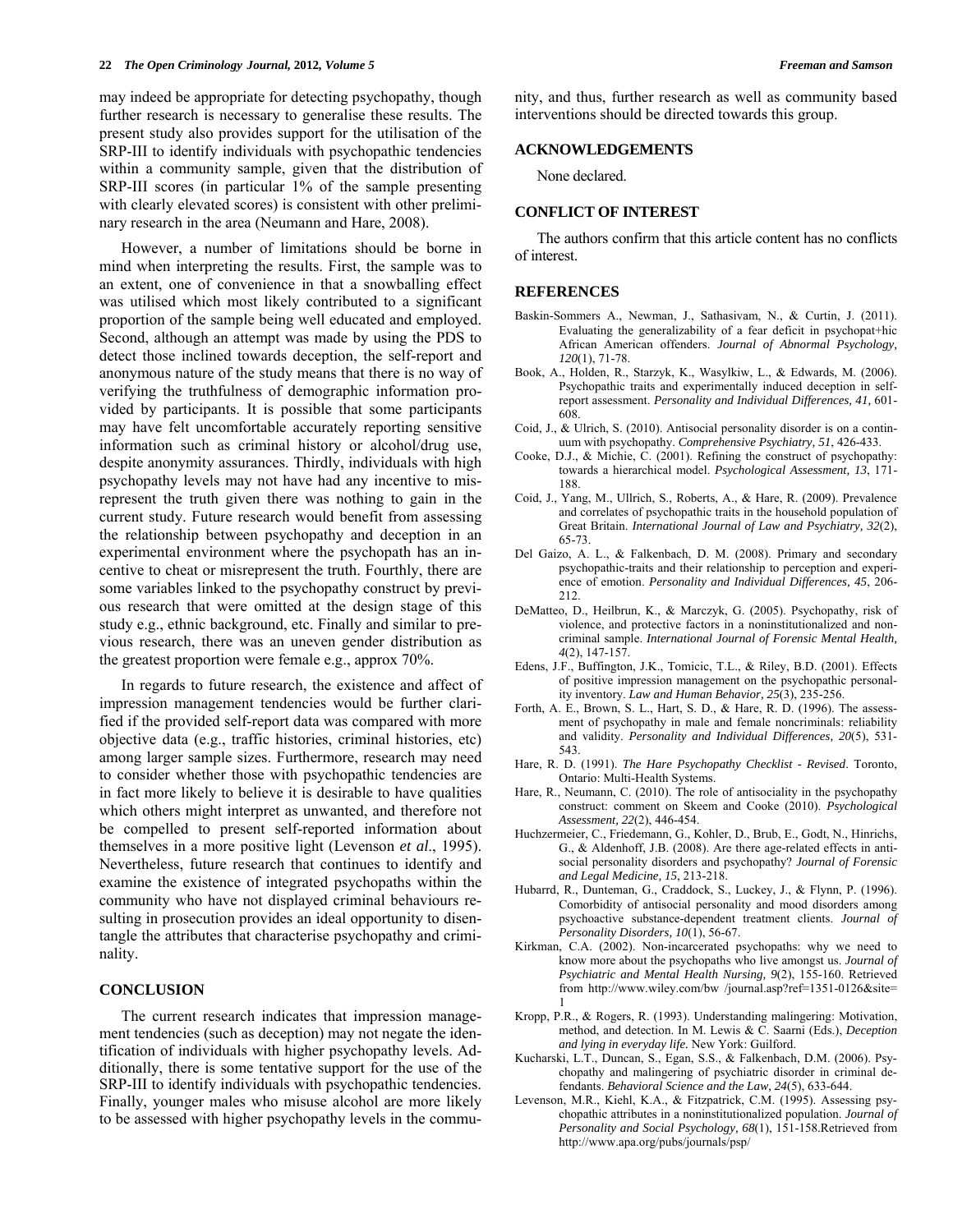may indeed be appropriate for detecting psychopathy, though further research is necessary to generalise these results. The present study also provides support for the utilisation of the SRP-III to identify individuals with psychopathic tendencies within a community sample, given that the distribution of SRP-III scores (in particular 1% of the sample presenting with clearly elevated scores) is consistent with other preliminary research in the area (Neumann and Hare, 2008).

However, a number of limitations should be borne in mind when interpreting the results. First, the sample was to an extent, one of convenience in that a snowballing effect was utilised which most likely contributed to a significant proportion of the sample being well educated and employed. Second, although an attempt was made by using the PDS to detect those inclined towards deception, the self-report and anonymous nature of the study means that there is no way of verifying the truthfulness of demographic information provided by participants. It is possible that some participants may have felt uncomfortable accurately reporting sensitive information such as criminal history or alcohol/drug use, despite anonymity assurances. Thirdly, individuals with high psychopathy levels may not have had any incentive to misrepresent the truth given there was nothing to gain in the current study. Future research would benefit from assessing the relationship between psychopathy and deception in an experimental environment where the psychopath has an incentive to cheat or misrepresent the truth. Fourthly, there are some variables linked to the psychopathy construct by previous research that were omitted at the design stage of this study e.g., ethnic background, etc. Finally and similar to previous research, there was an uneven gender distribution as the greatest proportion were female e.g., approx 70%.

In regards to future research, the existence and affect of impression management tendencies would be further clarified if the provided self-report data was compared with more objective data (e.g., traffic histories, criminal histories, etc) among larger sample sizes. Furthermore, research may need to consider whether those with psychopathic tendencies are in fact more likely to believe it is desirable to have qualities which others might interpret as unwanted, and therefore not be compelled to present self-reported information about themselves in a more positive light (Levenson *et al*., 1995). Nevertheless, future research that continues to identify and examine the existence of integrated psychopaths within the community who have not displayed criminal behaviours resulting in prosecution provides an ideal opportunity to disentangle the attributes that characterise psychopathy and criminality.

## CONCLUSION

The current research indicates that impression management tendencies (such as deception) may not negate the identification of individuals with higher psychopathy levels. Additionally, there is some tentative support for the use of the SRP-III to identify individuals with psychopathic tendencies. Finally, younger males who misuse alcohol are more likely to be assessed with higher psychopathy levels in the community, and thus, further research as well as community based interventions should be directed towards this group.

## ACKNOWLEDGEMENTS

None declared.

## CONFLICT OF INTEREST

The authors confirm that this article content has no conflicts of interest.

## REFERENCES

Baskin-Sommers A., Newman, J., Sathasivam, N., & Curtin, J. (2011). Evaluating the generalizability of a fear deficit in psychopat+hic African American offenders. *Journal of Abnormal Psychology, 120*(1), 71-78.

Book, A., Holden, R., Starzyk, K., Wasylkiw, L., & Edwards, M. (2006). Psychopathic traits and experimentally induced deception in self-report assessment. *Personality and Individual Differences, 41,* 601-608.

Coid, J., & Ulrich, S. (2010). Antisocial personality disorder is on a continuum with psychopathy. *Comprehensive Psychiatry, 51*, 426-433.

Cooke, D.J., & Michie, C. (2001). Refining the construct of psychopathy: towards a hierarchical model. *Psychological Assessment, 13*, 171-188.

Coid, J., Yang, M., Ullrich, S., Roberts, A., & Hare, R. (2009). Prevalence and correlates of psychopathic traits in the household population of Great Britain. *International Journal of Law and Psychiatry, 32*(2), 65-73.

Del Gaizo, A. L., & Falkenbach, D. M. (2008). Primary and secondary psychopathic-traits and their relationship to perception and experience of emotion. *Personality and Individual Differences, 45*, 206-212.

DeMatteo, D., Heilbrun, K., & Marczyk, G. (2005). Psychopathy, risk of violence, and protective factors in a noninstitutionalized and non-criminal sample. *International Journal of Forensic Mental Health, 4*(2), 147-157.

Edens, J.F., Buffington, J.K., Tomicic, T.L., & Riley, B.D. (2001). Effects of positive impression management on the psychopathic personality inventory. *Law and Human Behavior, 25*(3), 235-256.

Forth, A. E., Brown, S. L., Hart, S. D., & Hare, R. D. (1996). The assessment of psychopathy in male and female noncriminals: reliability and validity. *Personality and Individual Differences, 20*(5), 531-543.

Hare, R. D. (1991). *The Hare Psychopathy Checklist - Revised*. Toronto, Ontario: Multi-Health Systems.

Hare, R., Neumann, C. (2010). The role of antisociality in the psychopathy construct: comment on Skeem and Cooke (2010). *Psychological Assessment, 22*(2), 446-454.

Huchzermeier, C., Friedemann, G., Kohler, D., Brub, E., Godt, N., Hinrichs, G., & Aldenhoff, J.B. (2008). Are there age-related effects in antisocial personality disorders and psychopathy? *Journal of Forensic and Legal Medicine, 15*, 213-218.

Hubarrd, R., Dunteman, G., Craddock, S., Luckey, J., & Flynn, P. (1996). Comorbidity of antisocial personality and mood disorders among psychoactive substance-dependent treatment clients. *Journal of Personality Disorders, 10*(1), 56-67.

Kirkman, C.A. (2002). Non-incarcerated psychopaths: why we need to know more about the psychopaths who live amongst us. *Journal of Psychiatric and Mental Health Nursing, 9*(2), 155-160. Retrieved from http://www.wiley.com/bw /journal.asp?ref=1351-0126&site=1

Kropp, P.R., & Rogers, R. (1993). Understanding malingering: Motivation, method, and detection. In M. Lewis & C. Saarni (Eds.), *Deception and lying in everyday life.* New York: Guilford.

Kucharski, L.T., Duncan, S., Egan, S.S., & Falkenbach, D.M. (2006). Psychopathy and malingering of psychiatric disorder in criminal defendants. *Behavioral Science and the Law, 24*(5), 633-644.

Levenson, M.R., Kiehl, K.A., & Fitzpatrick, C.M. (1995). Assessing psychopathic attributes in a noninstitutionalized population. *Journal of Personality and Social Psychology, 68*(1), 151-158.Retrieved from http://www.apa.org/pubs/journals/psp/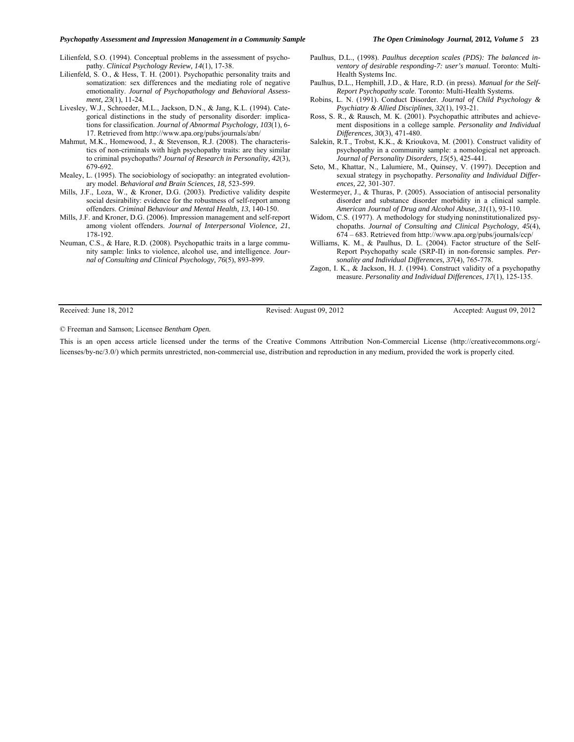Lilienfeld, S.O. (1994). Conceptual problems in the assessment of psychopathy. *Clinical Psychology Review, 14*(1), 17-38.

Lilienfeld, S. O., & Hess, T. H. (2001). Psychopathic personality traits and somatization: sex differences and the mediating role of negative emotionality. *Journal of Psychopathology and Behavioral Assessment, 23*(1), 11-24.

Livesley, W.J., Schroeder, M.L., Jackson, D.N., & Jang, K.L. (1994). Categorical distinctions in the study of personality disorder: implications for classification. *Journal of Abnormal Psychology, 103*(1), 6-17. Retrieved from http://www.apa.org/pubs/journals/abn/

Mahmut, M.K., Homewood, J., & Stevenson, R.J. (2008). The characteristics of non-criminals with high psychopathy traits: are they similar to criminal psychopaths? *Journal of Research in Personality, 42*(3), 679-692.

Mealey, L. (1995). The sociobiology of sociopathy: an integrated evolutionary model. *Behavioral and Brain Sciences, 18,* 523-599.

Mills, J.F., Loza, W., & Kroner, D.G. (2003). Predictive validity despite social desirability: evidence for the robustness of self-report among offenders. *Criminal Behaviour and Mental Health, 13*, 140-150.

Mills, J.F. and Kroner, D.G. (2006). Impression management and self-report among violent offenders. *Journal of Interpersonal Violence, 21*, 178-192.

Neuman, C.S., & Hare, R.D. (2008). Psychopathic traits in a large community sample: links to violence, alcohol use, and intelligence. *Journal of Consulting and Clinical Psychology, 76*(5), 893-899.

Paulhus, D.L., (1998). *Paulhus deception scales (PDS): The balanced inventory of desirable responding-7: user's manual*. Toronto: Multi-Health Systems Inc.

Paulhus, D.L., Hemphill, J.D., & Hare, R.D. (in press). *Manual for the Self-Report Psychopathy scale*. Toronto: Multi-Health Systems.

Robins, L. N. (1991). Conduct Disorder. *Journal of Child Psychology & Psychiatry & Allied Disciplines, 32*(1), 193-21.

Ross, S. R., & Rausch, M. K. (2001). Psychopathic attributes and achievement dispositions in a college sample. *Personality and Individual Differences, 30*(3), 471-480.

Salekin, R.T., Trobst, K.K., & Krioukova, M. (2001). Construct validity of psychopathy in a community sample: a nomological net approach. *Journal of Personality Disorders, 15*(5), 425-441.

Seto, M., Khattar, N., Lalumiere, M., Quinsey, V. (1997). Deception and sexual strategy in psychopathy. *Personality and Individual Differences, 22,* 301-307.

Westermeyer, J., & Thuras, P. (2005). Association of antisocial personality disorder and substance disorder morbidity in a clinical sample. *American Journal of Drug and Alcohol Abuse, 31*(1), 93-110.

Widom, C.S. (1977). A methodology for studying noninstitutionalized psychopaths. *Journal of Consulting and Clinical Psychology, 45*(4), 674 – 683. Retrieved from http://www.apa.org/pubs/journals/ccp/

Williams, K. M., & Paulhus, D. L. (2004). Factor structure of the Self-Report Psychopathy scale (SRP-II) in non-forensic samples. *Personality and Individual Differences, 37*(4), 765-778.

Zagon, I. K., & Jackson, H. J. (1994). Construct validity of a psychopathy measure. *Personality and Individual Differences, 17*(1), 125-135.

Received: June 18, 2012 Revised: August 09, 2012 Accepted: August 09, 2012

© Freeman and Samson; Licensee *Bentham Open.*

This is an open access article licensed under the terms of the Creative Commons Attribution Non-Commercial License (http://creativecommons.org/-licenses/by-nc/3.0/) which permits unrestricted, non-commercial use, distribution and reproduction in any medium, provided the work is properly cited.